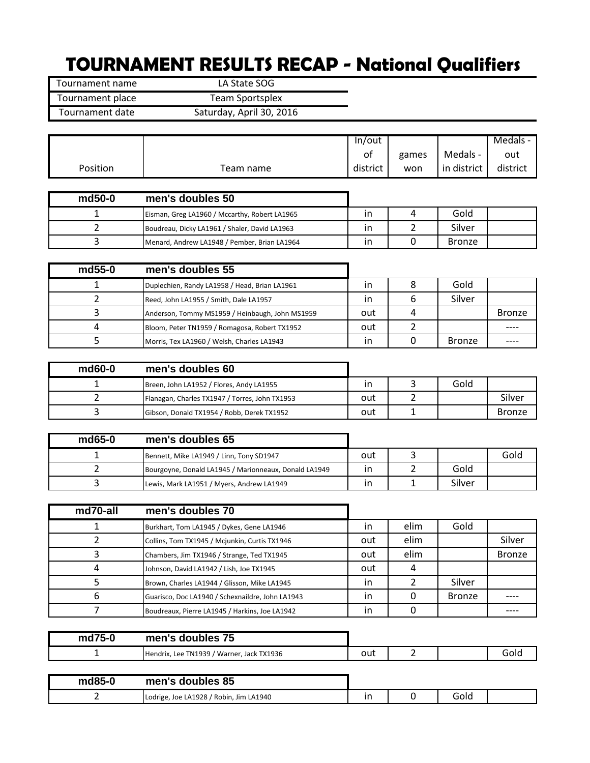# TOURNAMENT RESULTS RECAP - National Qualifiers

| | |
|---|---|
| Tournament name | LA State SOG |
| Tournament place | Team Sportsplex |
| Tournament date | Saturday, April 30, 2016 |

| Position | Team name | In/out of district | games won | Medals - in district | Medals - out district |
|---|---|---|---|---|---|
| **md50-0** | **men's doubles 50** | | | | |
| 1 | Eisman, Greg LA1960 / Mccarthy, Robert LA1965 | in | 4 | Gold | |
| 2 | Boudreau, Dicky LA1961 / Shaler, David LA1963 | in | 2 | Silver | |
| 3 | Menard, Andrew LA1948 / Pember, Brian LA1964 | in | 0 | Bronze | |
| **md55-0** | **men's doubles 55** | | | | |
| 1 | Duplechien, Randy LA1958 / Head, Brian LA1961 | in | 8 | Gold | |
| 2 | Reed, John LA1955 / Smith, Dale LA1957 | in | 6 | Silver | |
| 3 | Anderson, Tommy MS1959 / Heinbaugh, John MS1959 | out | 4 | | Bronze |
| 4 | Bloom, Peter TN1959 / Romagosa, Robert TX1952 | out | 2 | | ---- |
| 5 | Morris, Tex LA1960 / Welsh, Charles LA1943 | in | 0 | Bronze | ---- |
| **md60-0** | **men's doubles 60** | | | | |
| 1 | Breen, John LA1952 / Flores, Andy LA1955 | in | 3 | Gold | |
| 2 | Flanagan, Charles TX1947 / Torres, John TX1953 | out | 2 | | Silver |
| 3 | Gibson, Donald TX1954 / Robb, Derek TX1952 | out | 1 | | Bronze |
| **md65-0** | **men's doubles 65** | | | | |
| 1 | Bennett, Mike LA1949 / Linn, Tony SD1947 | out | 3 | | Gold |
| 2 | Bourgoyne, Donald LA1945 / Marionneaux, Donald LA1949 | in | 2 | Gold | |
| 3 | Lewis, Mark LA1951 / Myers, Andrew LA1949 | in | 1 | Silver | |
| **md70-all** | **men's doubles 70** | | | | |
| 1 | Burkhart, Tom LA1945 / Dykes, Gene LA1946 | in | elim | Gold | |
| 2 | Collins, Tom TX1945 / Mcjunkin, Curtis TX1946 | out | elim | | Silver |
| 3 | Chambers, Jim TX1946 / Strange, Ted TX1945 | out | elim | | Bronze |
| 4 | Johnson, David LA1942 / Lish, Joe TX1945 | out | 4 | | |
| 5 | Brown, Charles LA1944 / Glisson, Mike LA1945 | in | 2 | Silver | |
| 6 | Guarisco, Doc LA1940 / Schexnaildre, John LA1943 | in | 0 | Bronze | ---- |
| 7 | Boudreaux, Pierre LA1945 / Harkins, Joe LA1942 | in | 0 | | ---- |
| **md75-0** | **men's doubles 75** | | | | |
| 1 | Hendrix, Lee TN1939 / Warner, Jack TX1936 | out | 2 | | Gold |
| **md85-0** | **men's doubles 85** | | | | |
| 2 | Lodrige, Joe LA1928 / Robin, Jim LA1940 | in | 0 | Gold | |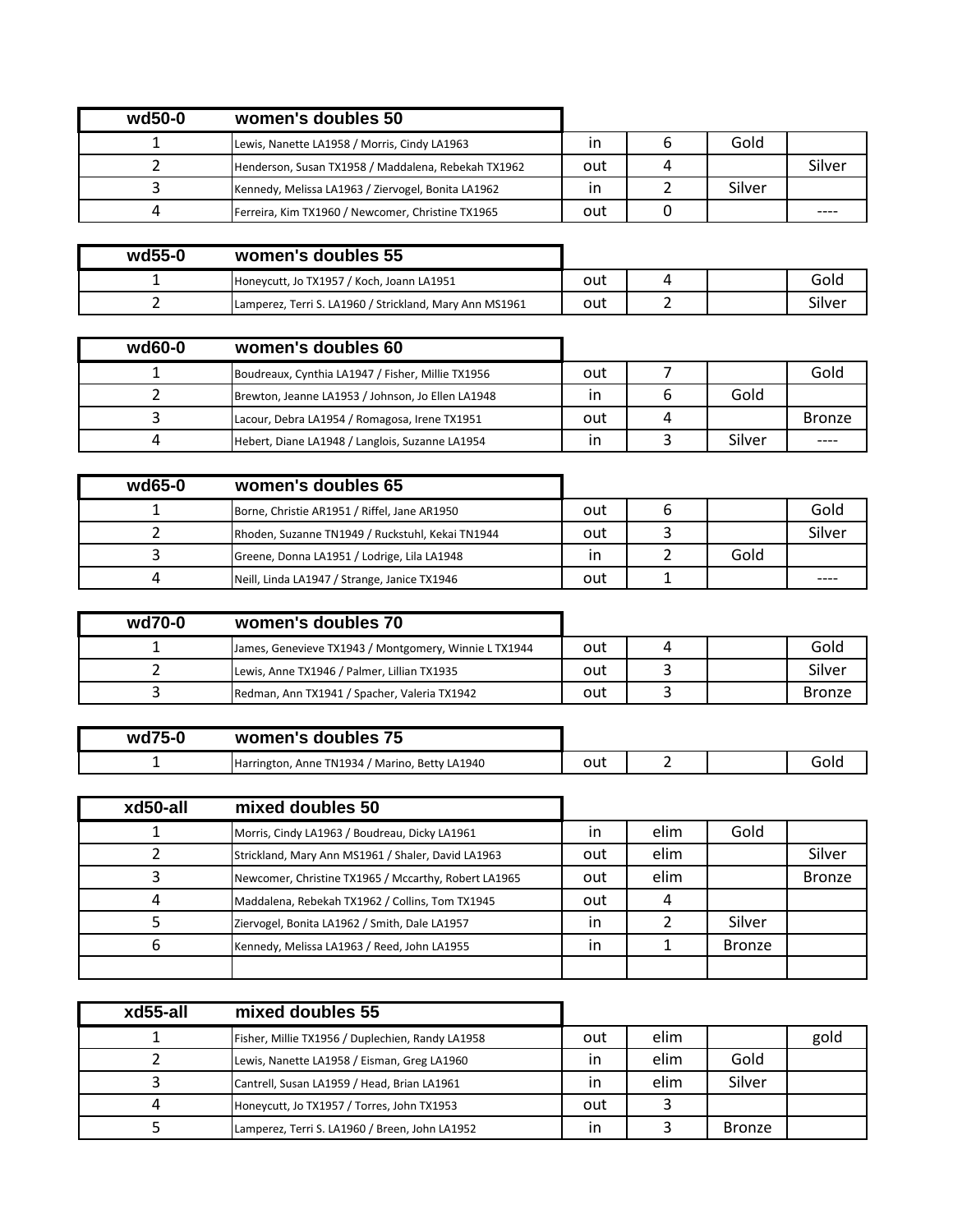| wd50-0 | women's doubles 50 | | | | |
|---|---|---|---|---|---|
| 1 | Lewis, Nanette LA1958 / Morris, Cindy LA1963 | in | 6 | Gold | |
| 2 | Henderson, Susan TX1958 / Maddalena, Rebekah TX1962 | out | 4 | | Silver |
| 3 | Kennedy, Melissa LA1963 / Ziervogel, Bonita LA1962 | in | 2 | Silver | |
| 4 | Ferreira, Kim TX1960 / Newcomer, Christine TX1965 | out | 0 | | ---- |

| wd55-0 | women's doubles 55 | | | | |
|---|---|---|---|---|---|
| 1 | Honeycutt, Jo TX1957 / Koch, Joann LA1951 | out | 4 | | Gold |
| 2 | Lamperez, Terri S. LA1960 / Strickland, Mary Ann MS1961 | out | 2 | | Silver |

| wd60-0 | women's doubles 60 | | | | |
|---|---|---|---|---|---|
| 1 | Boudreaux, Cynthia LA1947 / Fisher, Millie TX1956 | out | 7 | | Gold |
| 2 | Brewton, Jeanne LA1953 / Johnson, Jo Ellen LA1948 | in | 6 | Gold | |
| 3 | Lacour, Debra LA1954 / Romagosa, Irene TX1951 | out | 4 | | Bronze |
| 4 | Hebert, Diane LA1948 / Langlois, Suzanne LA1954 | in | 3 | Silver | ---- |

| wd65-0 | women's doubles 65 | | | | |
|---|---|---|---|---|---|
| 1 | Borne, Christie AR1951 / Riffel, Jane AR1950 | out | 6 | | Gold |
| 2 | Rhoden, Suzanne TN1949 / Ruckstuhl, Kekai TN1944 | out | 3 | | Silver |
| 3 | Greene, Donna LA1951 / Lodrige, Lila LA1948 | in | 2 | Gold | |
| 4 | Neill, Linda LA1947 / Strange, Janice TX1946 | out | 1 | | ---- |

| wd70-0 | women's doubles 70 | | | | |
|---|---|---|---|---|---|
| 1 | James, Genevieve TX1943 / Montgomery, Winnie L TX1944 | out | 4 | | Gold |
| 2 | Lewis, Anne TX1946 / Palmer, Lillian TX1935 | out | 3 | | Silver |
| 3 | Redman, Ann TX1941 / Spacher, Valeria TX1942 | out | 3 | | Bronze |

| wd75-0 | women's doubles 75 | | | | |
|---|---|---|---|---|---|
| 1 | Harrington, Anne TN1934 / Marino, Betty LA1940 | out | 2 | | Gold |

| xd50-all | mixed doubles 50 | | | | |
|---|---|---|---|---|---|
| 1 | Morris, Cindy LA1963 / Boudreau, Dicky LA1961 | in | elim | Gold | |
| 2 | Strickland, Mary Ann MS1961 / Shaler, David LA1963 | out | elim | | Silver |
| 3 | Newcomer, Christine TX1965 / Mccarthy, Robert LA1965 | out | elim | | Bronze |
| 4 | Maddalena, Rebekah TX1962 / Collins, Tom TX1945 | out | 4 | | |
| 5 | Ziervogel, Bonita LA1962 / Smith, Dale LA1957 | in | 2 | Silver | |
| 6 | Kennedy, Melissa LA1963 / Reed, John LA1955 | in | 1 | Bronze | |
| | | | | | |

| xd55-all | mixed doubles 55 | | | | |
|---|---|---|---|---|---|
| 1 | Fisher, Millie TX1956 / Duplechien, Randy LA1958 | out | elim | | gold |
| 2 | Lewis, Nanette LA1958 / Eisman, Greg LA1960 | in | elim | Gold | |
| 3 | Cantrell, Susan LA1959 / Head, Brian LA1961 | in | elim | Silver | |
| 4 | Honeycutt, Jo TX1957 / Torres, John TX1953 | out | 3 | | |
| 5 | Lamperez, Terri S. LA1960 / Breen, John LA1952 | in | 3 | Bronze | |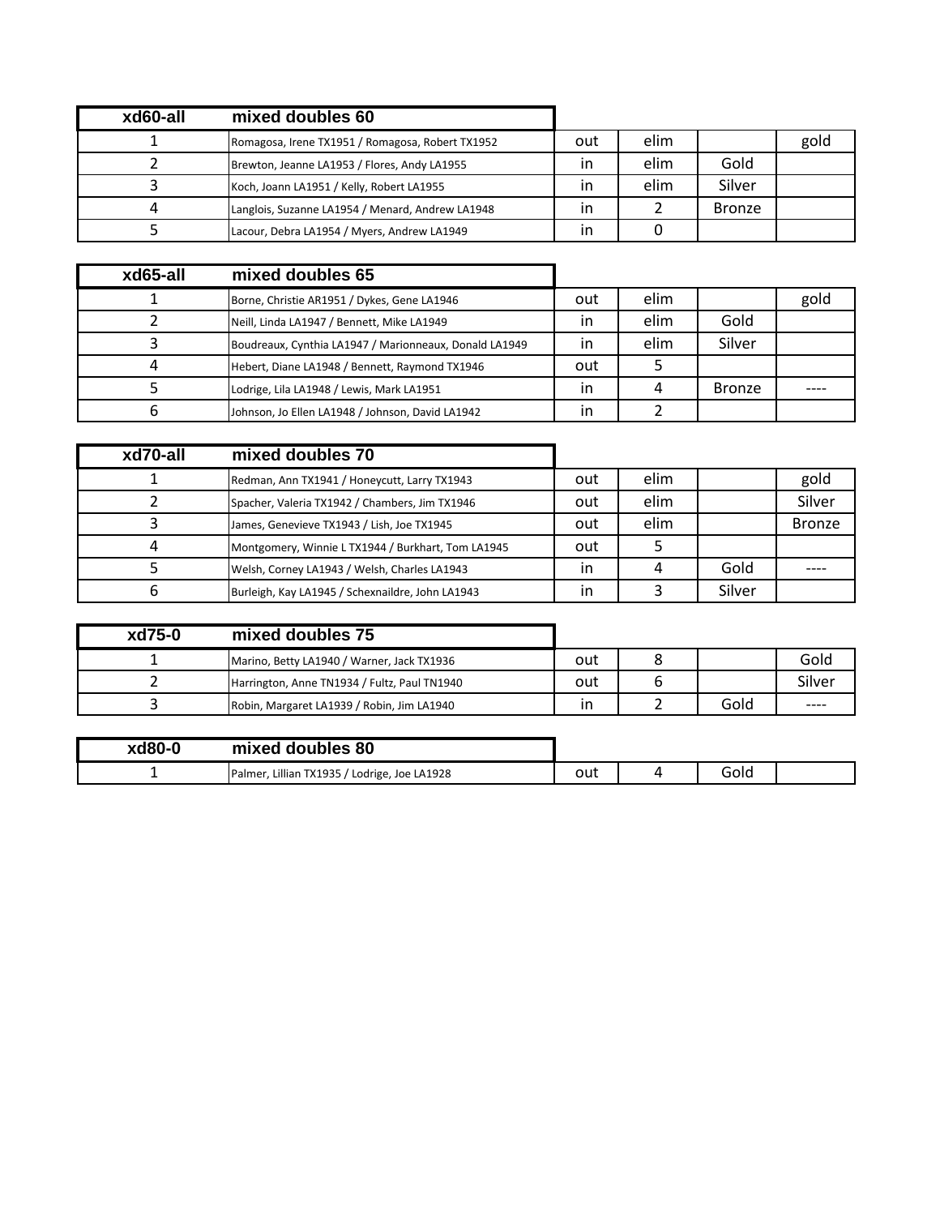| xd60-all | mixed doubles 60 | | | | |
|---|---|---|---|---|---|
| 1 | Romagosa, Irene TX1951 / Romagosa, Robert TX1952 | out | elim | | gold |
| 2 | Brewton, Jeanne LA1953 / Flores, Andy LA1955 | in | elim | Gold | |
| 3 | Koch, Joann LA1951 / Kelly, Robert LA1955 | in | elim | Silver | |
| 4 | Langlois, Suzanne LA1954 / Menard, Andrew LA1948 | in | 2 | Bronze | |
| 5 | Lacour, Debra LA1954 / Myers, Andrew LA1949 | in | 0 | | |

| xd65-all | mixed doubles 65 | | | | |
|---|---|---|---|---|---|
| 1 | Borne, Christie AR1951 / Dykes, Gene LA1946 | out | elim | | gold |
| 2 | Neill, Linda LA1947 / Bennett, Mike LA1949 | in | elim | Gold | |
| 3 | Boudreaux, Cynthia LA1947 / Marionneaux, Donald LA1949 | in | elim | Silver | |
| 4 | Hebert, Diane LA1948 / Bennett, Raymond TX1946 | out | 5 | | |
| 5 | Lodrige, Lila LA1948 / Lewis, Mark LA1951 | in | 4 | Bronze | ---- |
| 6 | Johnson, Jo Ellen LA1948 / Johnson, David LA1942 | in | 2 | | |

| xd70-all | mixed doubles 70 | | | | |
|---|---|---|---|---|---|
| 1 | Redman, Ann TX1941 / Honeycutt, Larry TX1943 | out | elim | | gold |
| 2 | Spacher, Valeria TX1942 / Chambers, Jim TX1946 | out | elim | | Silver |
| 3 | James, Genevieve TX1943 / Lish, Joe TX1945 | out | elim | | Bronze |
| 4 | Montgomery, Winnie L TX1944 / Burkhart, Tom LA1945 | out | 5 | | |
| 5 | Welsh, Corney LA1943 / Welsh, Charles LA1943 | in | 4 | Gold | ---- |
| 6 | Burleigh, Kay LA1945 / Schexnaildre, John LA1943 | in | 3 | Silver | |

| xd75-0 | mixed doubles 75 | | | | |
|---|---|---|---|---|---|
| 1 | Marino, Betty LA1940 / Warner, Jack TX1936 | out | 8 | | Gold |
| 2 | Harrington, Anne TN1934 / Fultz, Paul TN1940 | out | 6 | | Silver |
| 3 | Robin, Margaret LA1939 / Robin, Jim LA1940 | in | 2 | Gold | ---- |

| xd80-0 | mixed doubles 80 | | | | |
|---|---|---|---|---|---|
| 1 | Palmer, Lillian TX1935 / Lodrige, Joe LA1928 | out | 4 | Gold | |